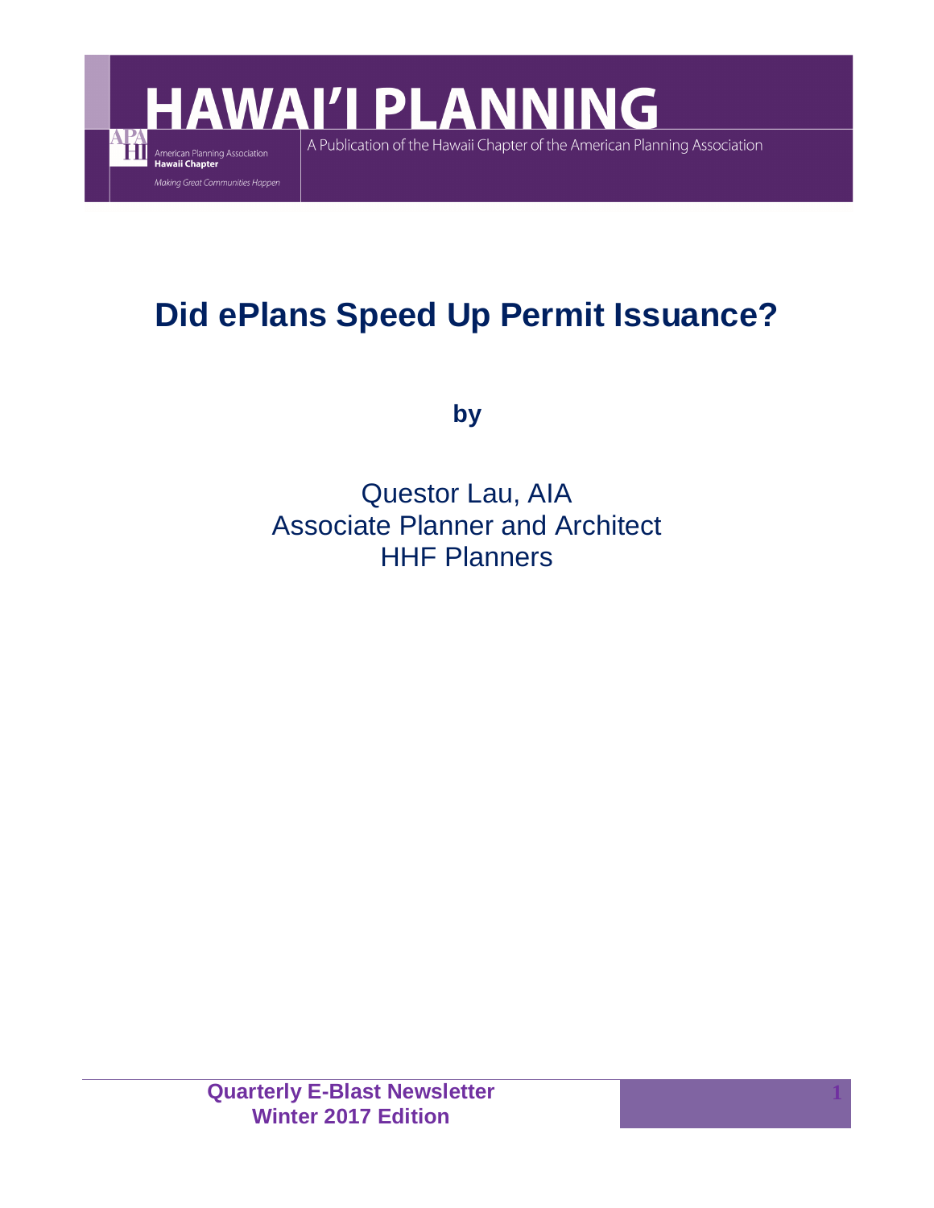# HAWAI'I PLANNING

American Planning Association
**Hawaii Chapter**
*Making Great Communities Happen*

A Publication of the Hawaii Chapter of the American Planning Association

## Did ePlans Speed Up Permit Issuance?

**by**

Questor Lau, AIA
Associate Planner and Architect
HHF Planners

**Quarterly E-Blast Newsletter**
**Winter 2017 Edition**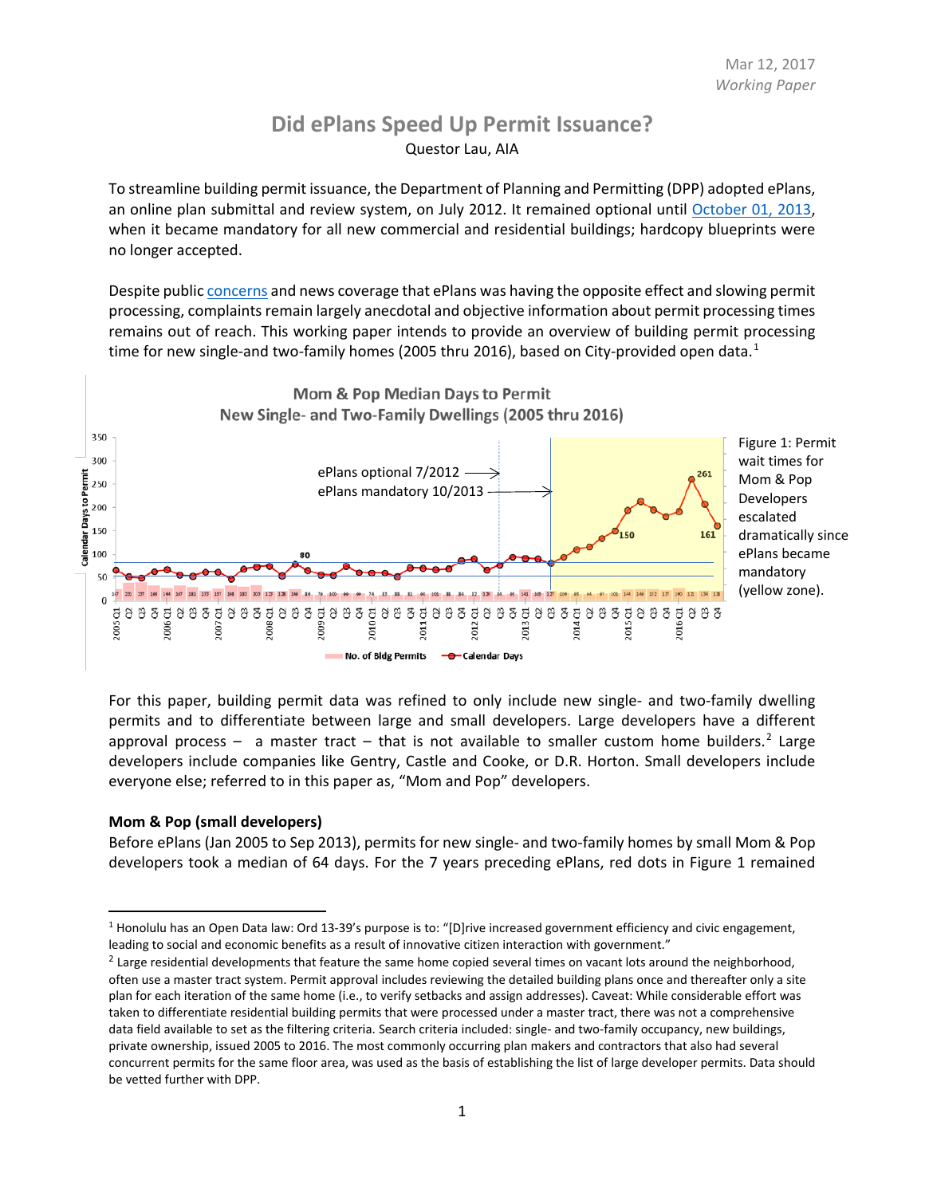Mar 12, 2017
*Working Paper*

# Did ePlans Speed Up Permit Issuance?

Questor Lau, AIA

To streamline building permit issuance, the Department of Planning and Permitting (DPP) adopted ePlans, an online plan submittal and review system, on July 2012. It remained optional until October 01, 2013, when it became mandatory for all new commercial and residential buildings; hardcopy blueprints were no longer accepted.

Despite public concerns and news coverage that ePlans was having the opposite effect and slowing permit processing, complaints remain largely anecdotal and objective information about permit processing times remains out of reach. This working paper intends to provide an overview of building permit processing time for new single-and two-family homes (2005 thru 2016), based on City-provided open data.[1]

Mom & Pop Median Days to Permit
New Single- and Two-Family Dwellings (2005 thru 2016)

ePlans optional 7/2012
ePlans mandatory 10/2013

80
261
150
161

Calendar Days to Permit

No. of Bldg Permits
Calendar Days

Figure 1: Permit wait times for Mom & Pop Developers escalated dramatically since ePlans became mandatory (yellow zone).

For this paper, building permit data was refined to only include new single- and two-family dwelling permits and to differentiate between large and small developers. Large developers have a different approval process – a master tract – that is not available to smaller custom home builders.[2] Large developers include companies like Gentry, Castle and Cooke, or D.R. Horton. Small developers include everyone else; referred to in this paper as, "Mom and Pop" developers.

**Mom & Pop (small developers)**

Before ePlans (Jan 2005 to Sep 2013), permits for new single- and two-family homes by small Mom & Pop developers took a median of 64 days. For the 7 years preceding ePlans, red dots in Figure 1 remained

[1] Honolulu has an Open Data law: Ord 13-39's purpose is to: "[D]rive increased government efficiency and civic engagement, leading to social and economic benefits as a result of innovative citizen interaction with government."

[2] Large residential developments that feature the same home copied several times on vacant lots around the neighborhood, often use a master tract system. Permit approval includes reviewing the detailed building plans once and thereafter only a site plan for each iteration of the same home (i.e., to verify setbacks and assign addresses). Caveat: While considerable effort was taken to differentiate residential building permits that were processed under a master tract, there was not a comprehensive data field available to set as the filtering criteria. Search criteria included: single- and two-family occupancy, new buildings, private ownership, issued 2005 to 2016. The most commonly occurring plan makers and contractors that also had several concurrent permits for the same floor area, was used as the basis of establishing the list of large developer permits. Data should be vetted further with DPP.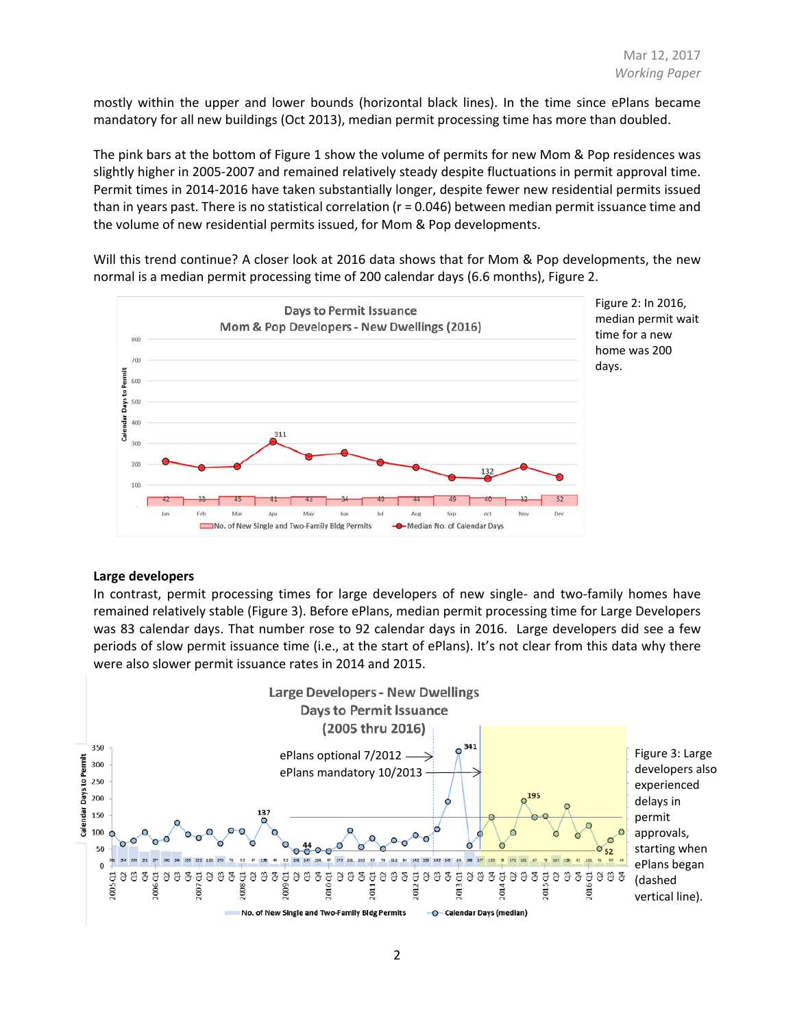mostly within the upper and lower bounds (horizontal black lines). In the time since ePlans became mandatory for all new buildings (Oct 2013), median permit processing time has more than doubled.

The pink bars at the bottom of Figure 1 show the volume of permits for new Mom & Pop residences was slightly higher in 2005-2007 and remained relatively steady despite fluctuations in permit approval time. Permit times in 2014-2016 have taken substantially longer, despite fewer new residential permits issued than in years past. There is no statistical correlation (r = 0.046) between median permit issuance time and the volume of new residential permits issued, for Mom & Pop developments.

Will this trend continue? A closer look at 2016 data shows that for Mom & Pop developments, the new normal is a median permit processing time of 200 calendar days (6.6 months), Figure 2.

Days to Permit Issuance
Mom & Pop Developers - New Dwellings (2016)

Calendar Days to Permit

800
700
600
500
400
300
200
100

311
132

42 33 45 41 43 34 40 44 49 40 32 52

Jan Feb Mar Apr May Jun Jul Aug Sep oct Nov Dec

No. of New Single and Two-Family Bldg Permits
Median No. of Calendar Days

Figure 2: In 2016, median permit wait time for a new home was 200 days.

**Large developers**

In contrast, permit processing times for large developers of new single- and two-family homes have remained relatively stable (Figure 3). Before ePlans, median permit processing time for Large Developers was 83 calendar days. That number rose to 92 calendar days in 2016. Large developers did see a few periods of slow permit issuance time (i.e., at the start of ePlans). It's not clear from this data why there were also slower permit issuance rates in 2014 and 2015.

Large Developers - New Dwellings
Days to Permit Issuance
(2005 thru 2016)

Calendar Days to Permit

350
300
250
200
150
100
50
0

ePlans optional 7/2012
ePlans mandatory 10/2013

341
195
137
44
52

2005 Q1 Q2 Q3 Q4 2006 Q1 Q2 Q3 Q4 2007 Q1 Q2 Q3 Q4 2008 Q1 Q2 Q3 Q4 2009 Q1 Q2 Q3 Q4 2010 Q1 Q2 Q3 Q4 2011 Q1 Q2 Q3 Q4 2012 Q1 Q2 Q3 Q4 2013 Q1 Q2 Q3 Q4 2014 Q1 Q2 Q3 Q4 2015 Q1 Q2 Q3 Q4 2016 Q1 Q2 Q3 Q4

No. of New Single and Two-Family Bldg Permits
Calendar Days (median)

Figure 3: Large developers also experienced delays in permit approvals, starting when ePlans began (dashed vertical line).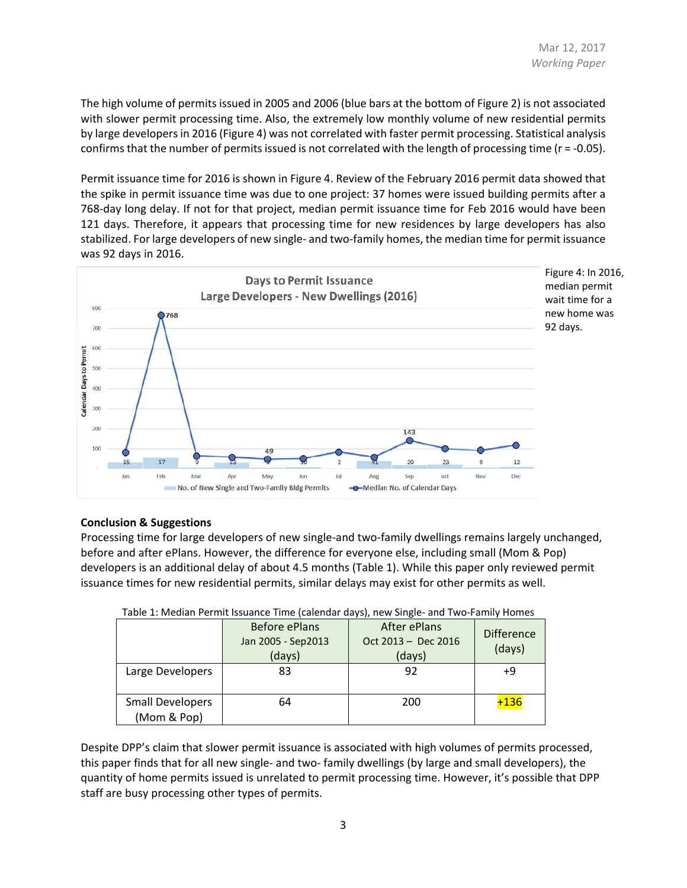The high volume of permits issued in 2005 and 2006 (blue bars at the bottom of Figure 2) is not associated with slower permit processing time. Also, the extremely low monthly volume of new residential permits by large developers in 2016 (Figure 4) was not correlated with faster permit processing. Statistical analysis confirms that the number of permits issued is not correlated with the length of processing time ($r = -0.05$).

Permit issuance time for 2016 is shown in Figure 4. Review of the February 2016 permit data showed that the spike in permit issuance time was due to one project: 37 homes were issued building permits after a 768-day long delay. If not for that project, median permit issuance time for Feb 2016 would have been 121 days. Therefore, it appears that processing time for new residences by large developers has also stabilized. For large developers of new single- and two-family homes, the median time for permit issuance was 92 days in 2016.

Days to Permit Issuance
Large Developers - New Dwellings (2016)

Calendar Days to Permit

800
700
600
500
400
300
200
100

768
143
49

35 57 9 33 8 10 2 41 20 23 9 12

Jan Feb Mar Apr May Jun Jul Aug Sep oct Nov Dec

No. of New Single and Two-Family Bldg Permits
Median No. of Calendar Days

Figure 4: In 2016, median permit wait time for a new home was 92 days.

**Conclusion & Suggestions**

Processing time for large developers of new single-and two-family dwellings remains largely unchanged, before and after ePlans. However, the difference for everyone else, including small (Mom & Pop) developers is an additional delay of about 4.5 months (Table 1). While this paper only reviewed permit issuance times for new residential permits, similar delays may exist for other permits as well.

Table 1: Median Permit Issuance Time (calendar days), new Single- and Two-Family Homes

| | Before ePlans Jan 2005 - Sep2013 (days) | After ePlans Oct 2013 – Dec 2016 (days) | Difference (days) |
|---|---|---|---|
| Large Developers | 83 | 92 | +9 |
| Small Developers (Mom & Pop) | 64 | 200 | +136 |

Despite DPP's claim that slower permit issuance is associated with high volumes of permits processed, this paper finds that for all new single- and two- family dwellings (by large and small developers), the quantity of home permits issued is unrelated to permit processing time. However, it's possible that DPP staff are busy processing other types of permits.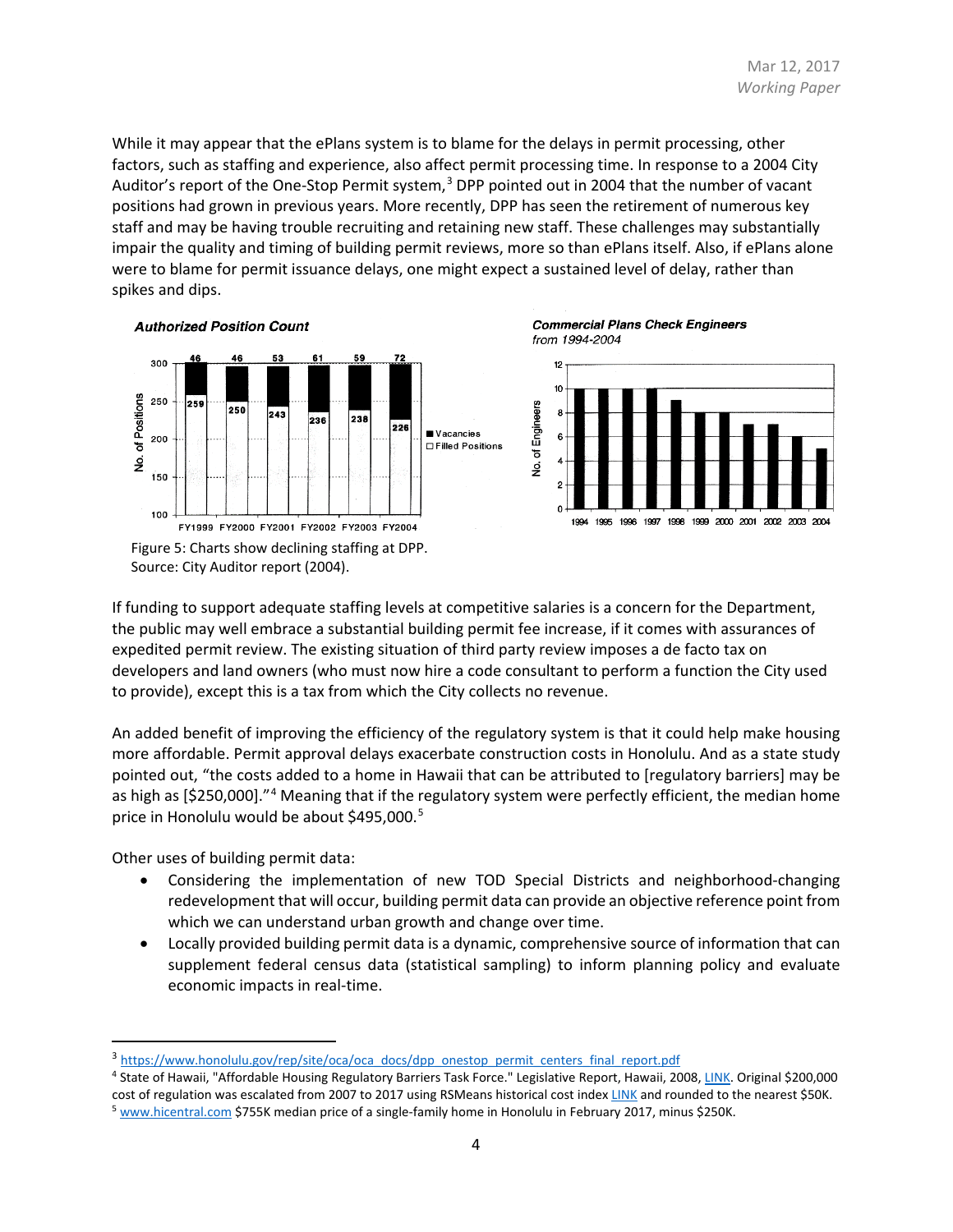While it may appear that the ePlans system is to blame for the delays in permit processing, other factors, such as staffing and experience, also affect permit processing time. In response to a 2004 City Auditor's report of the One-Stop Permit system,[3] DPP pointed out in 2004 that the number of vacant positions had grown in previous years. More recently, DPP has seen the retirement of numerous key staff and may be having trouble recruiting and retaining new staff. These challenges may substantially impair the quality and timing of building permit reviews, more so than ePlans itself. Also, if ePlans alone were to blame for permit issuance delays, one might expect a sustained level of delay, rather than spikes and dips.

***Authorized Position Count***

No. of Positions

300
250
200
150
100

46 46 53 61 59 72

259 250 243 236 238 226

FY1999 FY2000 FY2001 FY2002 FY2003 FY2004

■ Vacancies
□ Filled Positions

***Commercial Plans Check Engineers***
*from 1994-2004*

No. of Engineers

12
10
8
6
4
2
0

1994 1995 1996 1997 1998 1999 2000 2001 2002 2003 2004

Figure 5: Charts show declining staffing at DPP.
Source: City Auditor report (2004).

If funding to support adequate staffing levels at competitive salaries is a concern for the Department, the public may well embrace a substantial building permit fee increase, if it comes with assurances of expedited permit review. The existing situation of third party review imposes a de facto tax on developers and land owners (who must now hire a code consultant to perform a function the City used to provide), except this is a tax from which the City collects no revenue.

An added benefit of improving the efficiency of the regulatory system is that it could help make housing more affordable. Permit approval delays exacerbate construction costs in Honolulu. And as a state study pointed out, "the costs added to a home in Hawaii that can be attributed to [regulatory barriers] may be as high as [$250,000]."[4] Meaning that if the regulatory system were perfectly efficient, the median home price in Honolulu would be about $495,000.[5]

Other uses of building permit data:

- Considering the implementation of new TOD Special Districts and neighborhood-changing redevelopment that will occur, building permit data can provide an objective reference point from which we can understand urban growth and change over time.
- Locally provided building permit data is a dynamic, comprehensive source of information that can supplement federal census data (statistical sampling) to inform planning policy and evaluate economic impacts in real-time.

---

[3] https://www.honolulu.gov/rep/site/oca/oca_docs/dpp_onestop_permit_centers_final_report.pdf

[4] State of Hawaii, "Affordable Housing Regulatory Barriers Task Force." Legislative Report, Hawaii, 2008, LINK. Original $200,000 cost of regulation was escalated from 2007 to 2017 using RSMeans historical cost index LINK and rounded to the nearest $50K.

[5] www.hicentral.com $755K median price of a single-family home in Honolulu in February 2017, minus $250K.